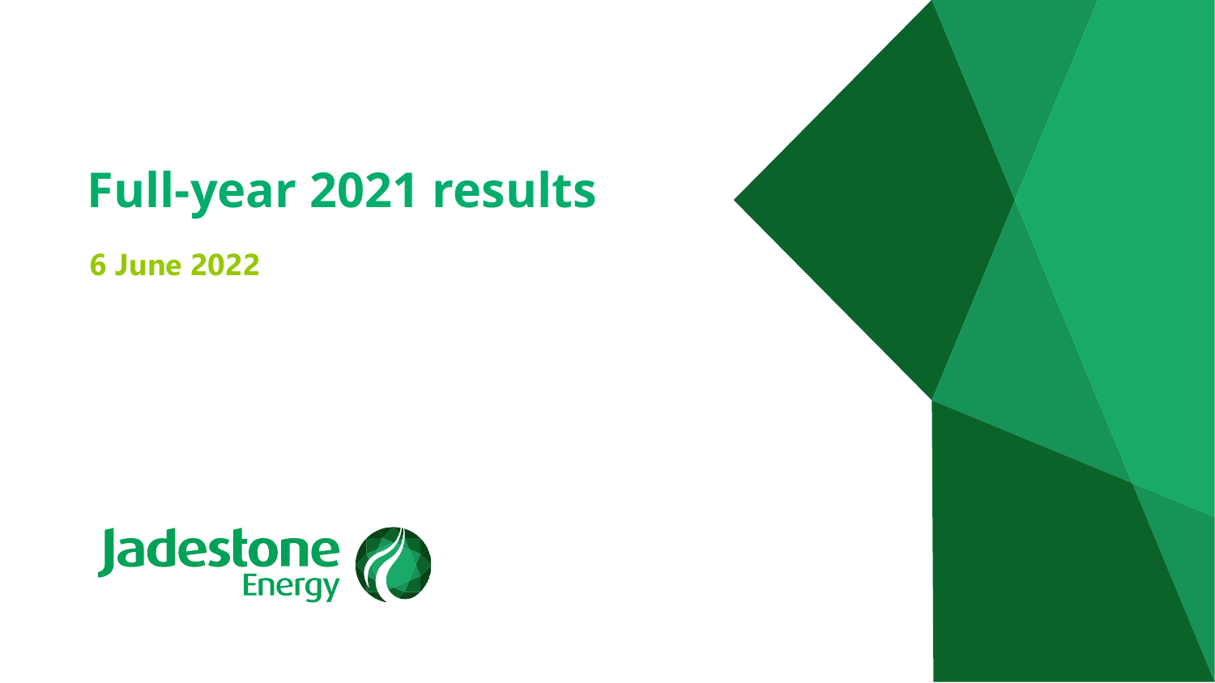# Full-year 2021 results

**6 June 2022**

Jadestone Energy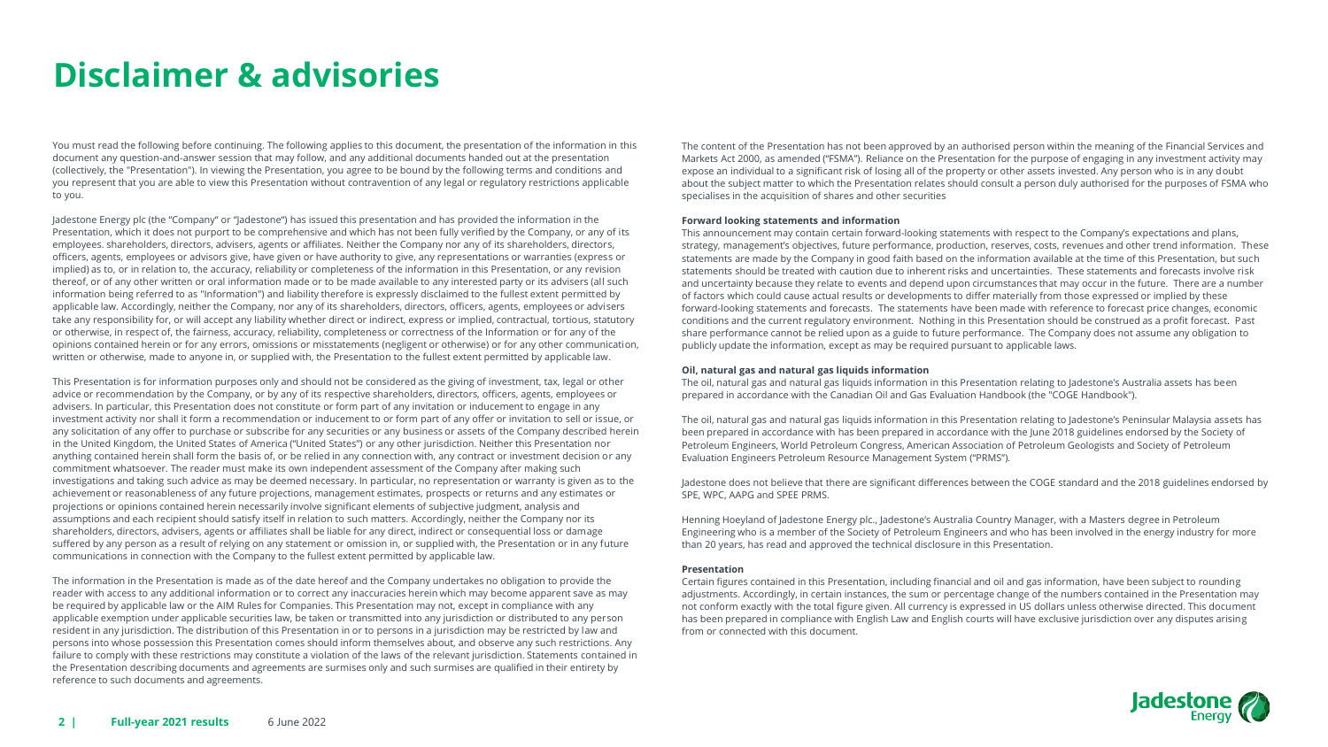# Disclaimer & advisories

You must read the following before continuing. The following applies to this document, the presentation of the information in this document any question-and-answer session that may follow, and any additional documents handed out at the presentation (collectively, the "Presentation"). In viewing the Presentation, you agree to be bound by the following terms and conditions and you represent that you are able to view this Presentation without contravention of any legal or regulatory restrictions applicable to you.

Jadestone Energy plc (the "Company" or "Jadestone") has issued this presentation and has provided the information in the Presentation, which it does not purport to be comprehensive and which has not been fully verified by the Company, or any of its employees. shareholders, directors, advisers, agents or affiliates. Neither the Company nor any of its shareholders, directors, officers, agents, employees or advisors give, have given or have authority to give, any representations or warranties (express or implied) as to, or in relation to, the accuracy, reliability or completeness of the information in this Presentation, or any revision thereof, or of any other written or oral information made or to be made available to any interested party or its advisers (all such information being referred to as "Information") and liability therefore is expressly disclaimed to the fullest extent permitted by applicable law. Accordingly, neither the Company, nor any of its shareholders, directors, officers, agents, employees or advisers take any responsibility for, or will accept any liability whether direct or indirect, express or implied, contractual, tortious, statutory or otherwise, in respect of, the fairness, accuracy, reliability, completeness or correctness of the Information or for any of the opinions contained herein or for any errors, omissions or misstatements (negligent or otherwise) or for any other communication, written or otherwise, made to anyone in, or supplied with, the Presentation to the fullest extent permitted by applicable law.

This Presentation is for information purposes only and should not be considered as the giving of investment, tax, legal or other advice or recommendation by the Company, or by any of its respective shareholders, directors, officers, agents, employees or advisers. In particular, this Presentation does not constitute or form part of any invitation or inducement to engage in any investment activity nor shall it form a recommendation or inducement to or form part of any offer or invitation to sell or issue, or any solicitation of any offer to purchase or subscribe for any securities or any business or assets of the Company described herein in the United Kingdom, the United States of America ("United States") or any other jurisdiction. Neither this Presentation nor anything contained herein shall form the basis of, or be relied in any connection with, any contract or investment decision or any commitment whatsoever. The reader must make its own independent assessment of the Company after making such investigations and taking such advice as may be deemed necessary. In particular, no representation or warranty is given as to the achievement or reasonableness of any future projections, management estimates, prospects or returns and any estimates or projections or opinions contained herein necessarily involve significant elements of subjective judgment, analysis and assumptions and each recipient should satisfy itself in relation to such matters. Accordingly, neither the Company nor its shareholders, directors, advisers, agents or affiliates shall be liable for any direct, indirect or consequential loss or damage suffered by any person as a result of relying on any statement or omission in, or supplied with, the Presentation or in any future communications in connection with the Company to the fullest extent permitted by applicable law.

The information in the Presentation is made as of the date hereof and the Company undertakes no obligation to provide the reader with access to any additional information or to correct any inaccuracies herein which may become apparent save as may be required by applicable law or the AIM Rules for Companies. This Presentation may not, except in compliance with any applicable exemption under applicable securities law, be taken or transmitted into any jurisdiction or distributed to any person resident in any jurisdiction. The distribution of this Presentation in or to persons in a jurisdiction may be restricted by law and persons into whose possession this Presentation comes should inform themselves about, and observe any such restrictions. Any failure to comply with these restrictions may constitute a violation of the laws of the relevant jurisdiction. Statements contained in the Presentation describing documents and agreements are surmises only and such surmises are qualified in their entirety by reference to such documents and agreements.

The content of the Presentation has not been approved by an authorised person within the meaning of the Financial Services and Markets Act 2000, as amended ("FSMA"). Reliance on the Presentation for the purpose of engaging in any investment activity may expose an individual to a significant risk of losing all of the property or other assets invested. Any person who is in any doubt about the subject matter to which the Presentation relates should consult a person duly authorised for the purposes of FSMA who specialises in the acquisition of shares and other securities

**Forward looking statements and information**

This announcement may contain certain forward-looking statements with respect to the Company's expectations and plans, strategy, management's objectives, future performance, production, reserves, costs, revenues and other trend information. These statements are made by the Company in good faith based on the information available at the time of this Presentation, but such statements should be treated with caution due to inherent risks and uncertainties. These statements and forecasts involve risk and uncertainty because they relate to events and depend upon circumstances that may occur in the future. There are a number of factors which could cause actual results or developments to differ materially from those expressed or implied by these forward-looking statements and forecasts. The statements have been made with reference to forecast price changes, economic conditions and the current regulatory environment. Nothing in this Presentation should be construed as a profit forecast. Past share performance cannot be relied upon as a guide to future performance. The Company does not assume any obligation to publicly update the information, except as may be required pursuant to applicable laws.

**Oil, natural gas and natural gas liquids information**

The oil, natural gas and natural gas liquids information in this Presentation relating to Jadestone's Australia assets has been prepared in accordance with the Canadian Oil and Gas Evaluation Handbook (the "COGE Handbook").

The oil, natural gas and natural gas liquids information in this Presentation relating to Jadestone's Peninsular Malaysia assets has been prepared in accordance with has been prepared in accordance with the June 2018 guidelines endorsed by the Society of Petroleum Engineers, World Petroleum Congress, American Association of Petroleum Geologists and Society of Petroleum Evaluation Engineers Petroleum Resource Management System ("PRMS").

Jadestone does not believe that there are significant differences between the COGE standard and the 2018 guidelines endorsed by SPE, WPC, AAPG and SPEE PRMS.

Henning Hoeyland of Jadestone Energy plc., Jadestone's Australia Country Manager, with a Masters degree in Petroleum Engineering who is a member of the Society of Petroleum Engineers and who has been involved in the energy industry for more than 20 years, has read and approved the technical disclosure in this Presentation.

**Presentation**

Certain figures contained in this Presentation, including financial and oil and gas information, have been subject to rounding adjustments. Accordingly, in certain instances, the sum or percentage change of the numbers contained in the Presentation may not conform exactly with the total figure given. All currency is expressed in US dollars unless otherwise directed. This document has been prepared in compliance with English Law and English courts will have exclusive jurisdiction over any disputes arising from or connected with this document.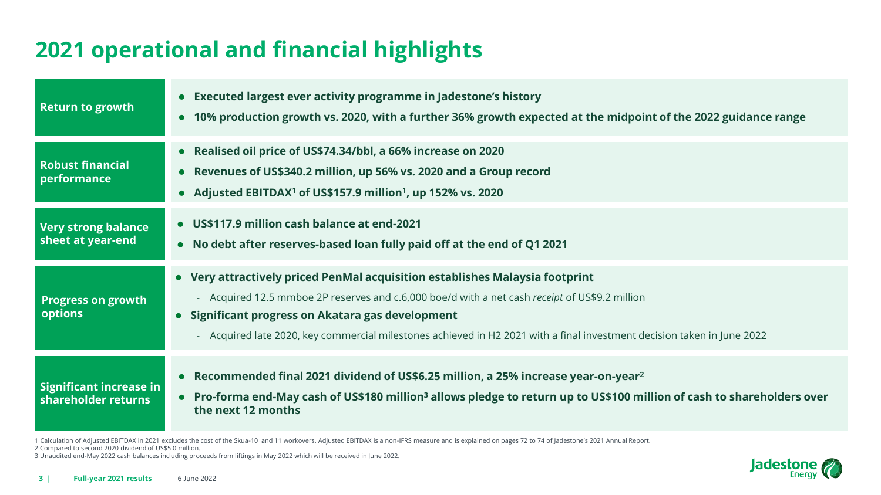# 2021 operational and financial highlights

| | |
|---|---|
| **Return to growth** | • **Executed largest ever activity programme in Jadestone's history**<br>• **10% production growth vs. 2020, with a further 36% growth expected at the midpoint of the 2022 guidance range** |
| **Robust financial performance** | • **Realised oil price of US$74.34/bbl, a 66% increase on 2020**<br>• **Revenues of US$340.2 million, up 56% vs. 2020 and a Group record**<br>• **Adjusted EBITDAX[1] of US$157.9 million[1], up 152% vs. 2020** |
| **Very strong balance sheet at year-end** | • **US$117.9 million cash balance at end-2021**<br>• **No debt after reserves-based loan fully paid off at the end of Q1 2021** |
| **Progress on growth options** | • **Very attractively priced PenMal acquisition establishes Malaysia footprint**<br>- Acquired 12.5 mmboe 2P reserves and c.6,000 boe/d with a net cash *receipt* of US$9.2 million<br>• **Significant progress on Akatara gas development**<br>- Acquired late 2020, key commercial milestones achieved in H2 2021 with a final investment decision taken in June 2022 |
| **Significant increase in shareholder returns** | • **Recommended final 2021 dividend of US$6.25 million, a 25% increase year-on-year[2]**<br>• **Pro-forma end-May cash of US$180 million[3] allows pledge to return up to US$100 million of cash to shareholders over the next 12 months** |

1 Calculation of Adjusted EBITDAX in 2021 excludes the cost of the Skua-10 and 11 workovers. Adjusted EBITDAX is a non-IFRS measure and is explained on pages 72 to 74 of Jadestone's 2021 Annual Report.
2 Compared to second 2020 dividend of US$5.0 million.
3 Unaudited end-May 2022 cash balances including proceeds from liftings in May 2022 which will be received in June 2022.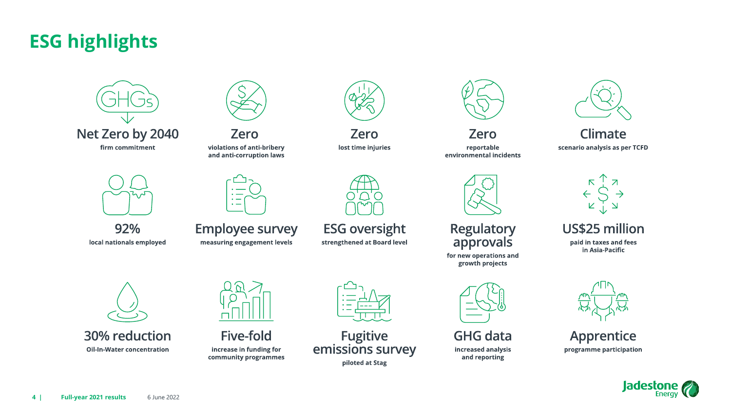# ESG highlights

**Net Zero by 2040**
firm commitment

**Zero**
violations of anti-bribery and anti-corruption laws

**Zero**
lost time injuries

**Zero**
reportable environmental incidents

**Climate**
scenario analysis as per TCFD

**92%**
local nationals employed

**Employee survey**
measuring engagement levels

**ESG oversight**
strengthened at Board level

**Regulatory approvals**
for new operations and growth projects

**US$25 million**
paid in taxes and fees in Asia-Pacific

**30% reduction**
Oil-In-Water concentration

**Five-fold**
increase in funding for community programmes

**Fugitive emissions survey**
piloted at Stag

**GHG data**
increased analysis and reporting

**Apprentice**
programme participation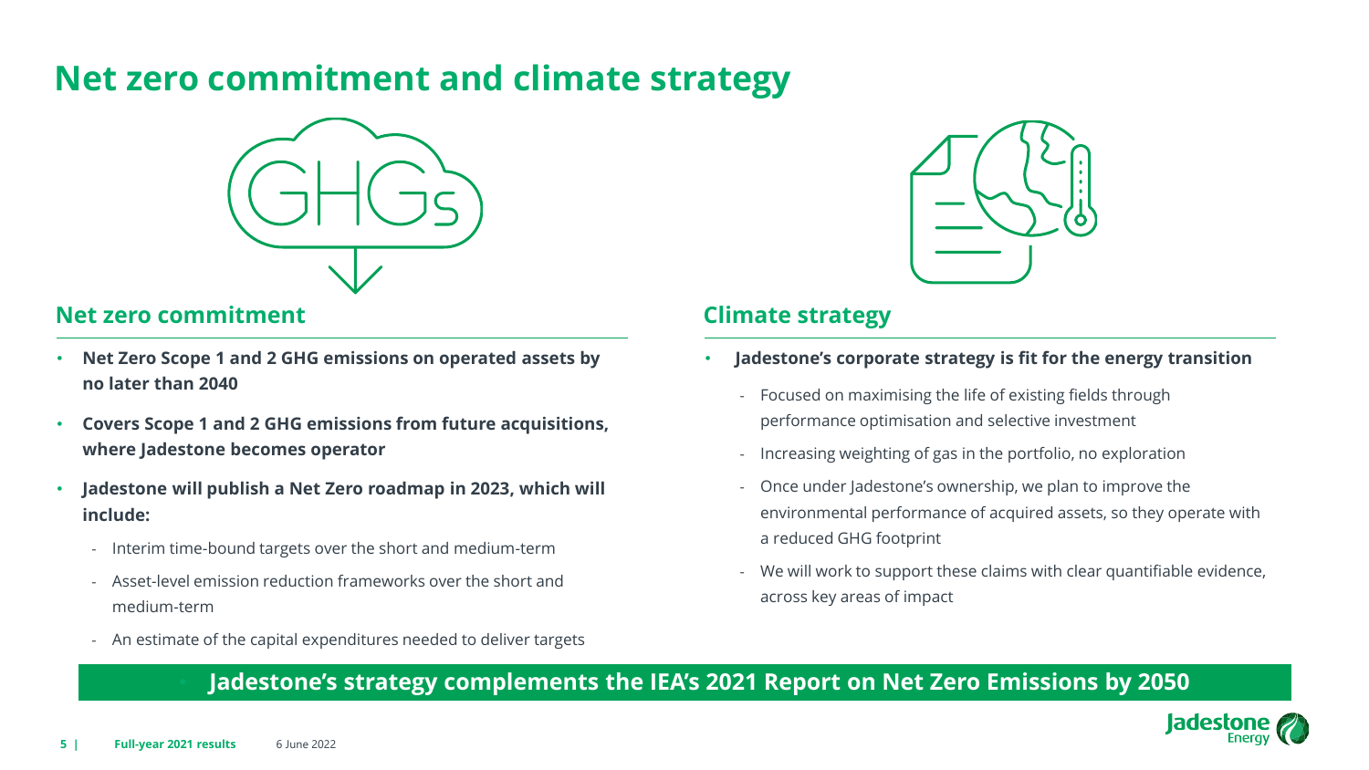# Net zero commitment and climate strategy

## Net zero commitment

- **Net Zero Scope 1 and 2 GHG emissions on operated assets by no later than 2040**
- **Covers Scope 1 and 2 GHG emissions from future acquisitions, where Jadestone becomes operator**
- **Jadestone will publish a Net Zero roadmap in 2023, which will include:**
  - Interim time-bound targets over the short and medium-term
  - Asset-level emission reduction frameworks over the short and medium-term
  - An estimate of the capital expenditures needed to deliver targets

## Climate strategy

- **Jadestone's corporate strategy is fit for the energy transition**
  - Focused on maximising the life of existing fields through performance optimisation and selective investment
  - Increasing weighting of gas in the portfolio, no exploration
  - Once under Jadestone's ownership, we plan to improve the environmental performance of acquired assets, so they operate with a reduced GHG footprint
  - We will work to support these claims with clear quantifiable evidence, across key areas of impact

**Jadestone's strategy complements the IEA's 2021 Report on Net Zero Emissions by 2050**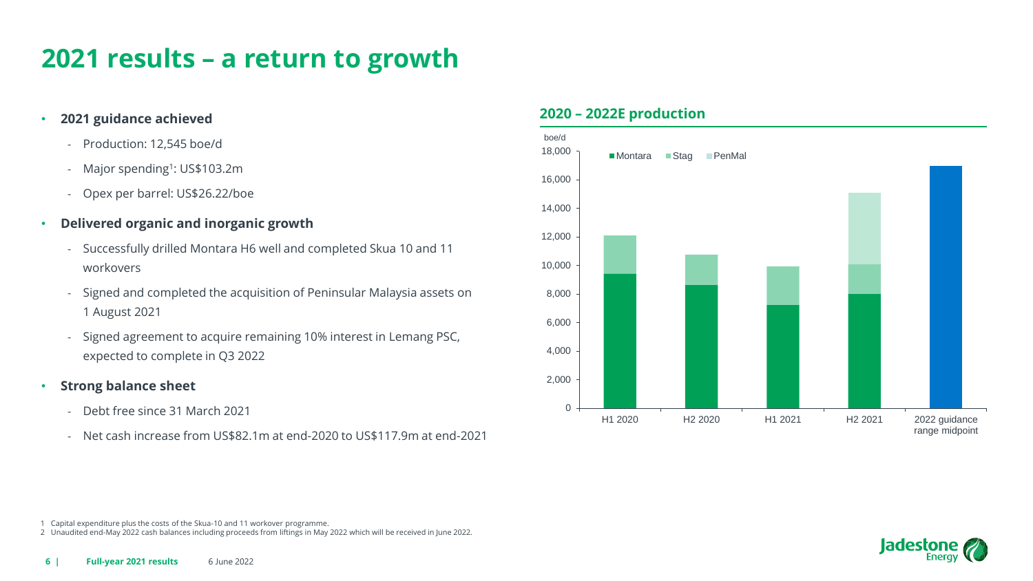# 2021 results – a return to growth

- **2021 guidance achieved**
  - Production: 12,545 boe/d
  - Major spending[1]: US$103.2m
  - Opex per barrel: US$26.22/boe
- **Delivered organic and inorganic growth**
  - Successfully drilled Montara H6 well and completed Skua 10 and 11 workovers
  - Signed and completed the acquisition of Peninsular Malaysia assets on 1 August 2021
  - Signed agreement to acquire remaining 10% interest in Lemang PSC, expected to complete in Q3 2022
- **Strong balance sheet**
  - Debt free since 31 March 2021
  - Net cash increase from US$82.1m at end-2020 to US$117.9m at end-2021

## 2020 – 2022E production

boe/d

Legend: Montara, Stag, PenMal

Y-axis: 0, 2,000, 4,000, 6,000, 8,000, 10,000, 12,000, 14,000, 16,000, 18,000

X-axis: H1 2020, H2 2020, H1 2021, H2 2021, 2022 guidance range midpoint

1 Capital expenditure plus the costs of the Skua-10 and 11 workover programme.

2 Unaudited end-May 2022 cash balances including proceeds from liftings in May 2022 which will be received in June 2022.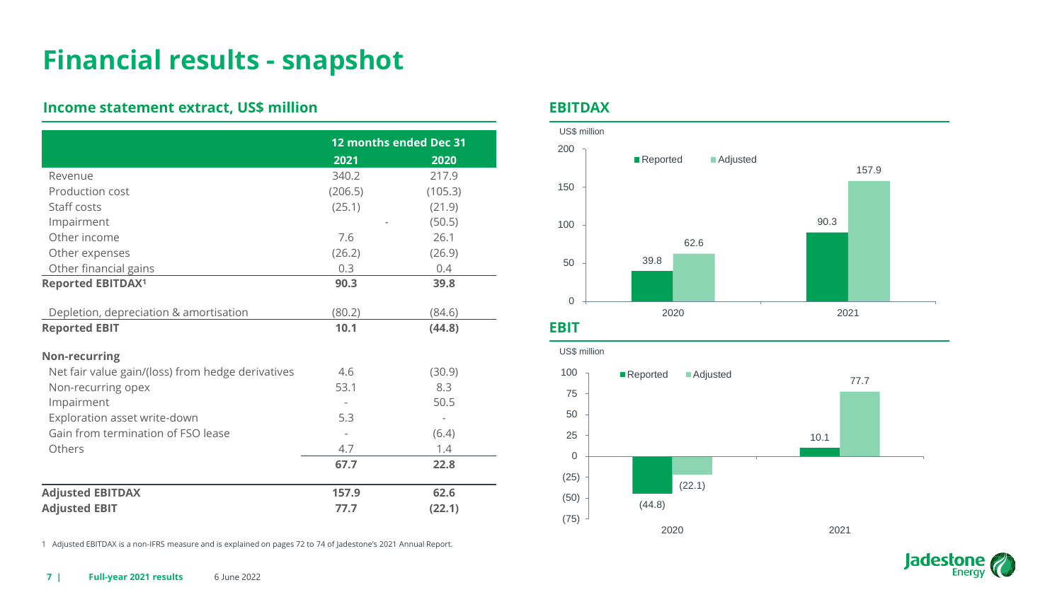# Financial results - snapshot

## Income statement extract, US$ million

| | 12 months ended Dec 31 | |
|---|---|---|
| | 2021 | 2020 |
| Revenue | 340.2 | 217.9 |
| Production cost | (206.5) | (105.3) |
| Staff costs | (25.1) | (21.9) |
| Impairment | - | (50.5) |
| Other income | 7.6 | 26.1 |
| Other expenses | (26.2) | (26.9) |
| Other financial gains | 0.3 | 0.4 |
| **Reported EBITDAX[1]** | **90.3** | **39.8** |
| Depletion, depreciation & amortisation | (80.2) | (84.6) |
| **Reported EBIT** | **10.1** | **(44.8)** |
| **Non-recurring** | | |
| Net fair value gain/(loss) from hedge derivatives | 4.6 | (30.9) |
| Non-recurring opex | 53.1 | 8.3 |
| Impairment | - | 50.5 |
| Exploration asset write-down | 5.3 | - |
| Gain from termination of FSO lease | - | (6.4) |
| Others | 4.7 | 1.4 |
| | **67.7** | **22.8** |
| **Adjusted EBITDAX** | **157.9** | **62.6** |
| **Adjusted EBIT** | **77.7** | **(22.1)** |

## EBITDAX

US$ million

| | Reported | Adjusted |
|---|---|---|
| 2020 | 39.8 | 62.6 |
| 2021 | 90.3 | 157.9 |

## EBIT

US$ million

| | Reported | Adjusted |
|---|---|---|
| 2020 | (44.8) | (22.1) |
| 2021 | 10.1 | 77.7 |

1 Adjusted EBITDAX is a non-IFRS measure and is explained on pages 72 to 74 of Jadestone's 2021 Annual Report.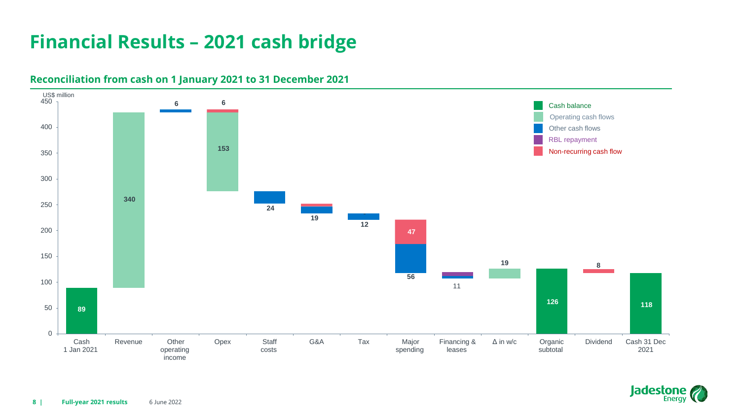# Financial Results – 2021 cash bridge

## Reconciliation from cash on 1 January 2021 to 31 December 2021

US$ million

| Item | Value | Category |
|---|---|---|
| Cash 1 Jan 2021 | 89 | Cash balance |
| Revenue | 340 | Operating cash flows |
| Other operating income | 6 | Other cash flows |
| Opex | 153 | Operating cash flows |
| Opex | 6 | Non-recurring cash flow |
| Staff costs | 24 | Other cash flows |
| G&A | 19 | Other cash flows / Non-recurring cash flow |
| Tax | 12 | Other cash flows |
| Major spending | 56 | Other cash flows |
| Major spending | 47 | Non-recurring cash flow |
| Financing & leases | 11 | Other cash flows / RBL repayment |
| Δ in w/c | 19 | Operating cash flows |
| Organic subtotal | 126 | Cash balance |
| Dividend | 8 | Non-recurring cash flow |
| Cash 31 Dec 2021 | 118 | Cash balance |

Legend: Cash balance; Operating cash flows; Other cash flows; RBL repayment; Non-recurring cash flow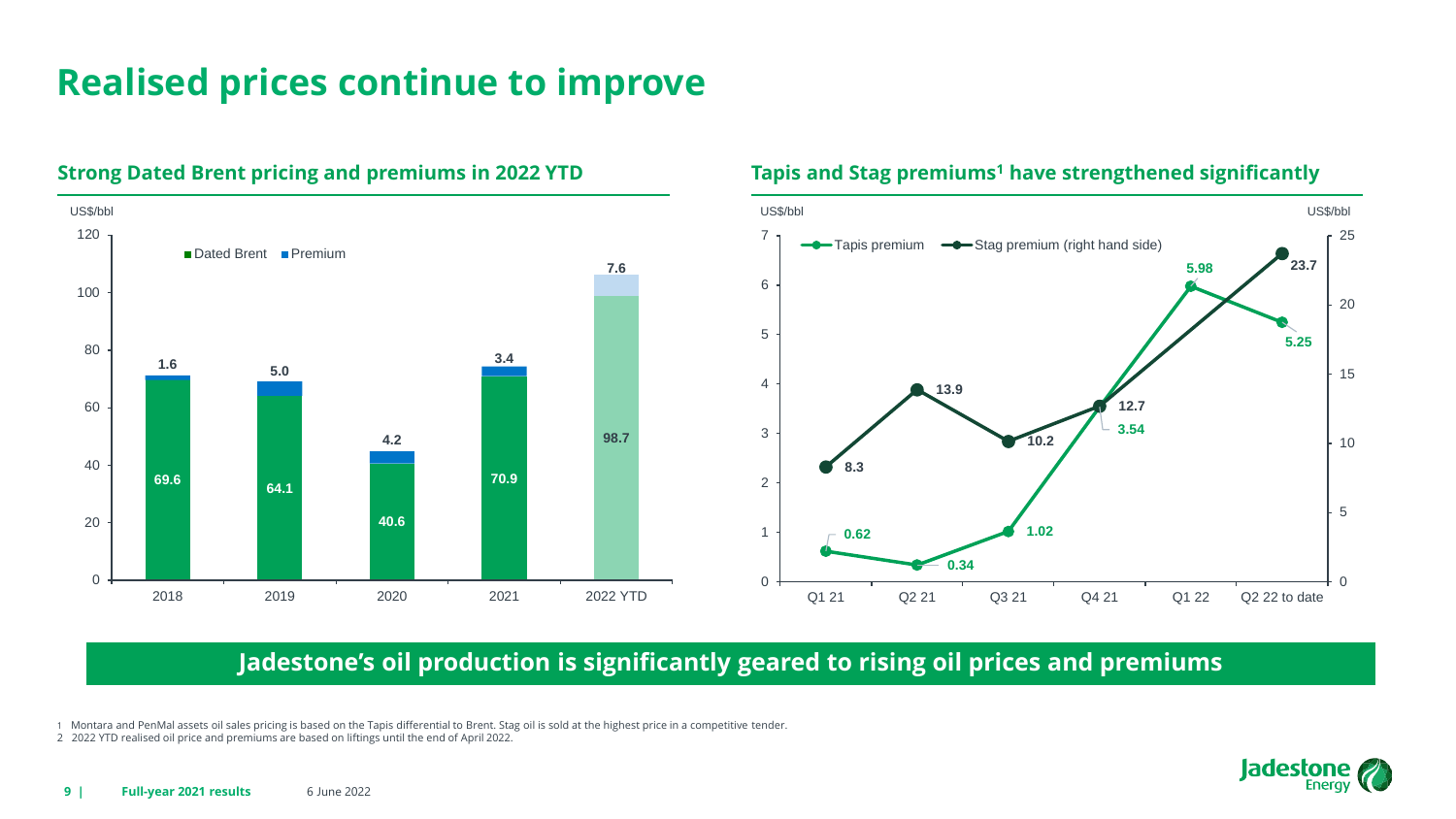# Realised prices continue to improve

## Strong Dated Brent pricing and premiums in 2022 YTD

US$/bbl

| Year | Dated Brent | Premium |
|---|---|---|
| 2018 | 69.6 | 1.6 |
| 2019 | 64.1 | 5.0 |
| 2020 | 40.6 | 4.2 |
| 2021 | 70.9 | 3.4 |
| 2022 YTD | 98.7 | 7.6 |

## Tapis and Stag premiums[1] have strengthened significantly

US$/bbl

| Quarter | Tapis premium | Stag premium (right hand side) |
|---|---|---|
| Q1 21 | 0.62 | 8.3 |
| Q2 21 | 0.34 | 13.9 |
| Q3 21 | 1.02 | 10.2 |
| Q4 21 | 3.54 | 12.7 |
| Q1 22 | 5.98 | |
| Q2 22 to date | 5.25 | 23.7 |

**Jadestone's oil production is significantly geared to rising oil prices and premiums**

1 Montara and PenMal assets oil sales pricing is based on the Tapis differential to Brent. Stag oil is sold at the highest price in a competitive tender.
2 2022 YTD realised oil price and premiums are based on liftings until the end of April 2022.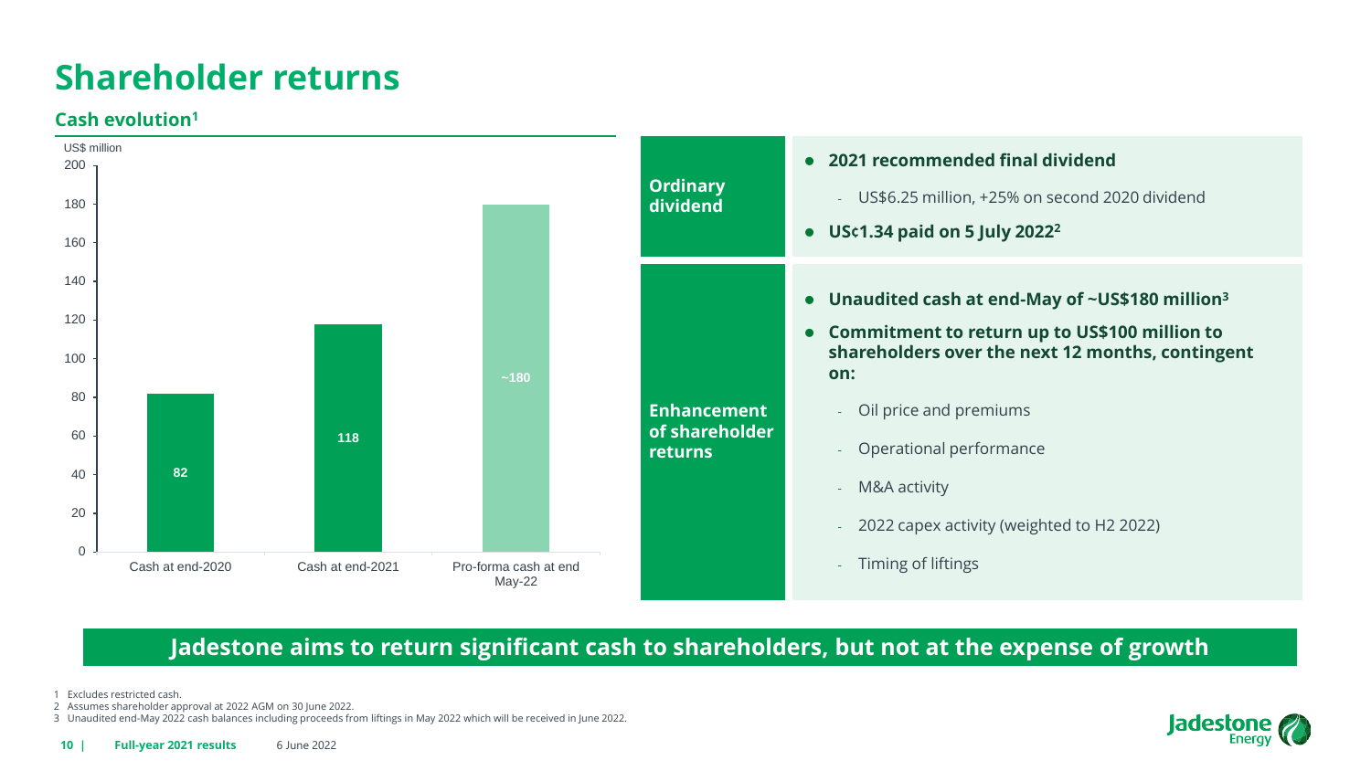# Shareholder returns

## Cash evolution[1]

US$ million

| | Cash at end-2020 | Cash at end-2021 | Pro-forma cash at end May-22 |
|---|---|---|---|
| US$ million | 82 | 118 | ~180 |

| | |
|---|---|
| **Ordinary dividend** | ● **2021 recommended final dividend**<br>- US$6.25 million, +25% on second 2020 dividend<br>● **US¢1.34 paid on 5 July 2022**[2] |
| **Enhancement of shareholder returns** | ● **Unaudited cash at end-May of ~US$180 million**[3]<br>● **Commitment to return up to US$100 million to shareholders over the next 12 months, contingent on:**<br>- Oil price and premiums<br>- Operational performance<br>- M&A activity<br>- 2022 capex activity (weighted to H2 2022)<br>- Timing of liftings |

**Jadestone aims to return significant cash to shareholders, but not at the expense of growth**

1 Excludes restricted cash.
2 Assumes shareholder approval at 2022 AGM on 30 June 2022.
3 Unaudited end-May 2022 cash balances including proceeds from liftings in May 2022 which will be received in June 2022.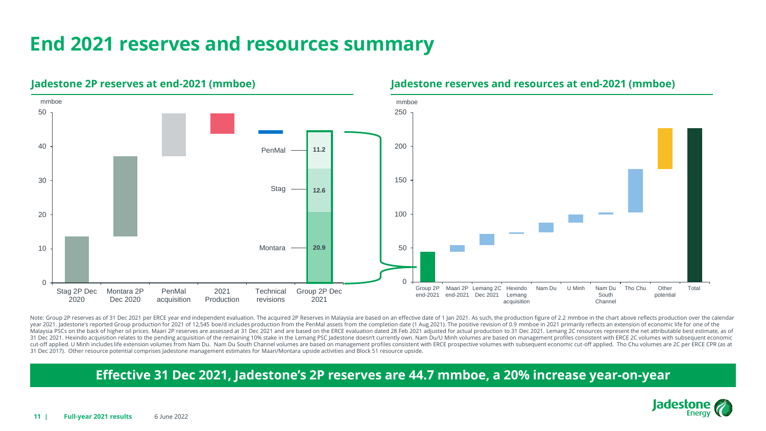# End 2021 reserves and resources summary

## Jadestone 2P reserves at end-2021 (mmboe)

mmboe

Stag 2P Dec 2020 | Montara 2P Dec 2020 | PenMal acquisition | 2021 Production | Technical revisions | Group 2P Dec 2021

PenMal 11.2

Stag 12.6

Montara 20.9

## Jadestone reserves and resources at end-2021 (mmboe)

mmboe

Group 2P end-2021 | Maari 2P end-2021 | Lemang 2C Dec 2021 | Hexindo Lemang acquisition | Nam Du | U Minh | Nam Du South Channel | Tho Chu | Other potential | Total

Note: Group 2P reserves as of 31 Dec 2021 per ERCE year end independent evaluation. The acquired 2P Reserves in Malaysia are based on an effective date of 1 Jan 2021. As such, the production figure of 2.2 mmboe in the chart above reflects production over the calendar year 2021. Jadestone's reported Group production for 2021 of 12,545 boe/d includes production from the PenMal assets from the completion date (1 Aug 2021). The positive revision of 0.9 mmboe in 2021 primarily reflects an extension of economic life for one of the Malaysia PSCs on the back of higher oil prices. Maari 2P reserves are assessed at 31 Dec 2021 and are based on the ERCE evaluation dated 28 Feb 2021 adjusted for actual production to 31 Dec 2021. Lemang 2C resources represent the net attributable best estimate, as of 31 Dec 2021. Hexindo acquisition relates to the pending acquisition of the remaining 10% stake in the Lemang PSC Jadestone doesn't currently own. Nam Du/U Minh volumes are based on management profiles consistent with ERCE 2C volumes with subsequent economic cut-off applied. U Minh includes life extension volumes from Nam Du. Nam Du South Channel volumes are based on management profiles consistent with ERCE prospective volumes with subsequent economic cut-off applied. Tho Chu volumes are 2C per ERCE CPR (as at 31 Dec 2017). Other resource potential comprises Jadestone management estimates for Maari/Montara upside activities and Block 51 resource upside.

**Effective 31 Dec 2021, Jadestone's 2P reserves are 44.7 mmboe, a 20% increase year-on-year**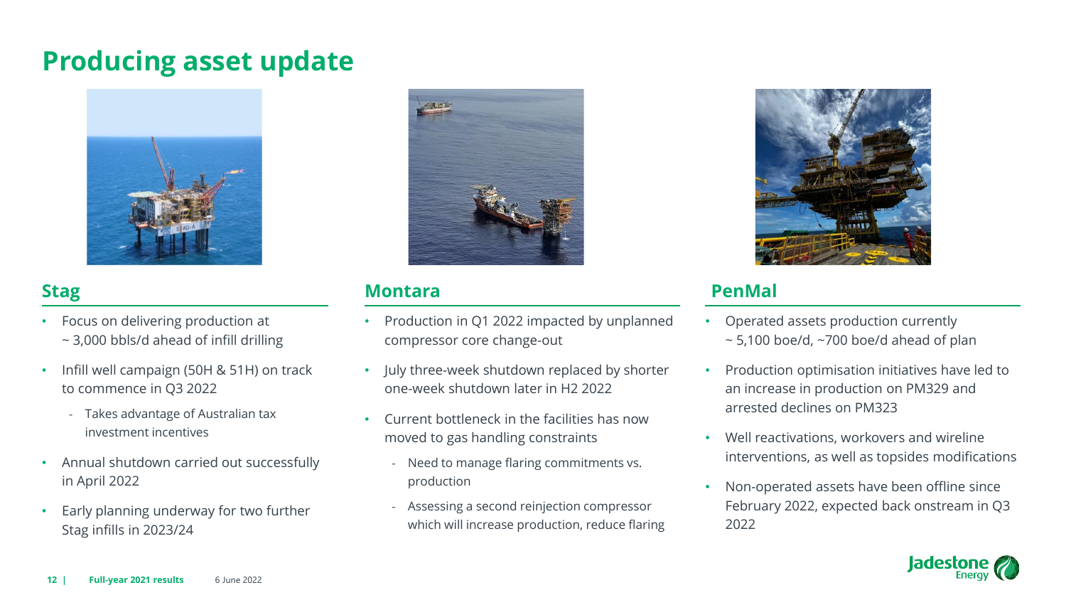# Producing asset update

## Stag

- Focus on delivering production at ~ 3,000 bbls/d ahead of infill drilling
- Infill well campaign (50H & 51H) on track to commence in Q3 2022
  - Takes advantage of Australian tax investment incentives
- Annual shutdown carried out successfully in April 2022
- Early planning underway for two further Stag infills in 2023/24

## Montara

- Production in Q1 2022 impacted by unplanned compressor core change-out
- July three-week shutdown replaced by shorter one-week shutdown later in H2 2022
- Current bottleneck in the facilities has now moved to gas handling constraints
  - Need to manage flaring commitments vs. production
  - Assessing a second reinjection compressor which will increase production, reduce flaring

## PenMal

- Operated assets production currently ~ 5,100 boe/d, ~700 boe/d ahead of plan
- Production optimisation initiatives have led to an increase in production on PM329 and arrested declines on PM323
- Well reactivations, workovers and wireline interventions, as well as topsides modifications
- Non-operated assets have been offline since February 2022, expected back onstream in Q3 2022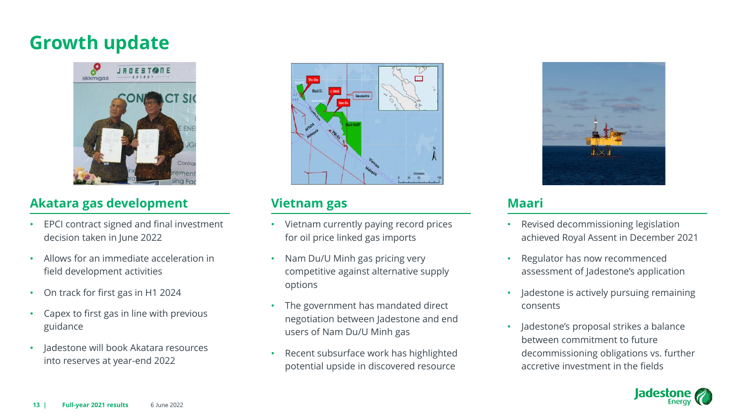# Growth update

## Akatara gas development

- EPCI contract signed and final investment decision taken in June 2022
- Allows for an immediate acceleration in field development activities
- On track for first gas in H1 2024
- Capex to first gas in line with previous guidance
- Jadestone will book Akatara resources into reserves at year-end 2022

## Vietnam gas

- Vietnam currently paying record prices for oil price linked gas imports
- Nam Du/U Minh gas pricing very competitive against alternative supply options
- The government has mandated direct negotiation between Jadestone and end users of Nam Du/U Minh gas
- Recent subsurface work has highlighted potential upside in discovered resource

## Maari

- Revised decommissioning legislation achieved Royal Assent in December 2021
- Regulator has now recommenced assessment of Jadestone's application
- Jadestone is actively pursuing remaining consents
- Jadestone's proposal strikes a balance between commitment to future decommissioning obligations vs. further accretive investment in the fields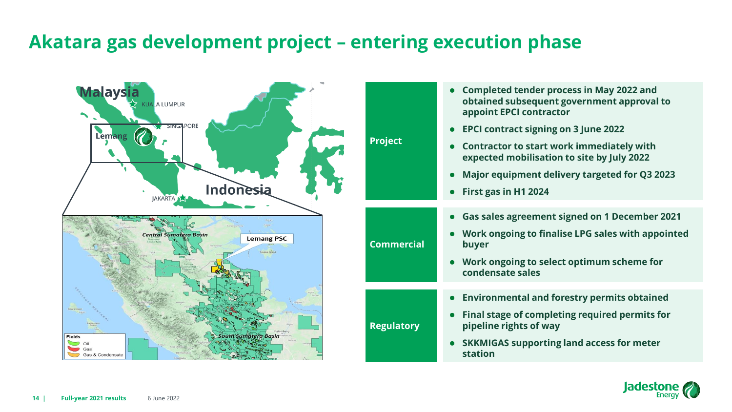# Akatara gas development project – entering execution phase

| | |
|---|---|
| **Project** | • **Completed tender process in May 2022 and obtained subsequent government approval to appoint EPCI contractor**<br>• **EPCI contract signing on 3 June 2022**<br>• **Contractor to start work immediately with expected mobilisation to site by July 2022**<br>• **Major equipment delivery targeted for Q3 2023**<br>• **First gas in H1 2024** |
| **Commercial** | • **Gas sales agreement signed on 1 December 2021**<br>• **Work ongoing to finalise LPG sales with appointed buyer**<br>• **Work ongoing to select optimum scheme for condensate sales** |
| **Regulatory** | • **Environmental and forestry permits obtained**<br>• **Final stage of completing required permits for pipeline rights of way**<br>• **SKKMIGAS supporting land access for meter station** |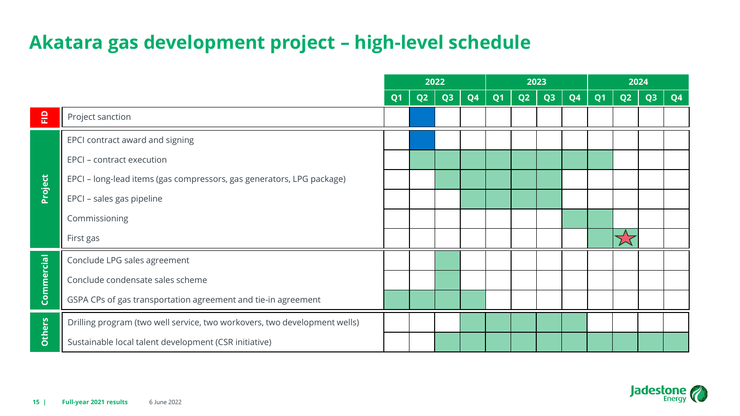# Akatara gas development project – high-level schedule

| | | 2022 | | | | 2023 | | | | 2024 | | | |
|---|---|---|---|---|---|---|---|---|---|---|---|---|---|
| | | Q1 | Q2 | Q3 | Q4 | Q1 | Q2 | Q3 | Q4 | Q1 | Q2 | Q3 | Q4 |
| FID | Project sanction | | ■ | | | | | | | | | | |
| Project | EPCI contract award and signing | | ■ | | | | | | | | | | |
| | EPCI – contract execution | | ■ | ■ | ■ | ■ | ■ | ■ | ■ | ■ | | | |
| | EPCI – long-lead items (gas compressors, gas generators, LPG package) | | | ■ | ■ | ■ | ■ | ■ | | | | | |
| | EPCI – sales gas pipeline | | | | ■ | ■ | ■ | ■ | | | | | |
| | Commissioning | | | | | | | | ■ | ■ | | | |
| | First gas | | | | | | | | | ■ | ★ | | |
| Commercial | Conclude LPG sales agreement | | | ■ | | | | | | | | | |
| | Conclude condensate sales scheme | | | ■ | | | | | | | | | |
| | GSPA CPs of gas transportation agreement and tie-in agreement | ■ | ■ | ■ | ■ | | | | | | | | |
| Others | Drilling program (two well service, two workovers, two development wells) | | | | ■ | ■ | ■ | ■ | ■ | | | | |
| | Sustainable local talent development (CSR initiative) | | | ■ | ■ | ■ | ■ | ■ | ■ | ■ | ■ | ■ | ■ |

Full-year 2021 results 6 June 2022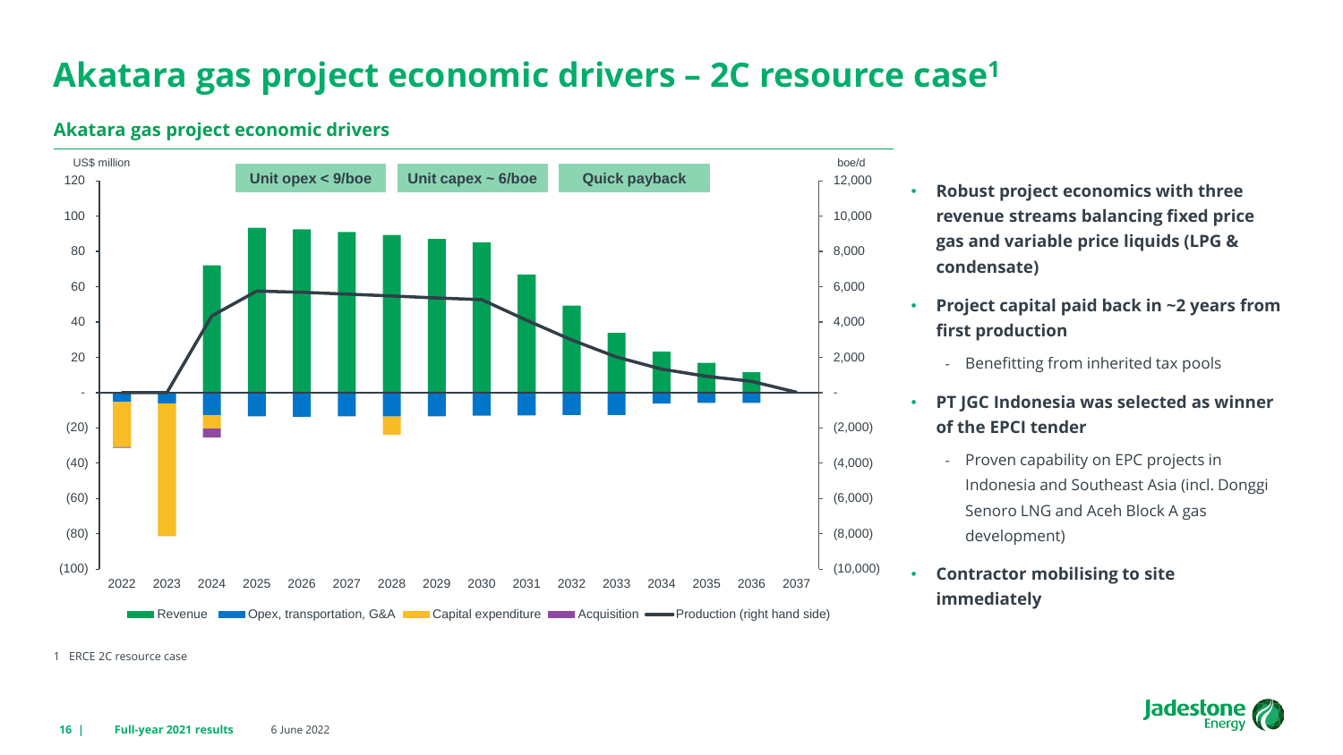# Akatara gas project economic drivers – 2C resource case[1]

## Akatara gas project economic drivers

US$ million | boe/d

Unit opex < 9/boe | Unit capex ~ 6/boe | Quick payback

Revenue | Opex, transportation, G&A | Capital expenditure | Acquisition | Production (right hand side)

- **Robust project economics with three revenue streams balancing fixed price gas and variable price liquids (LPG & condensate)**
- **Project capital paid back in ~2 years from first production**
  - Benefitting from inherited tax pools
- **PT JGC Indonesia was selected as winner of the EPCI tender**
  - Proven capability on EPC projects in Indonesia and Southeast Asia (incl. Donggi Senoro LNG and Aceh Block A gas development)
- **Contractor mobilising to site immediately**

1 ERCE 2C resource case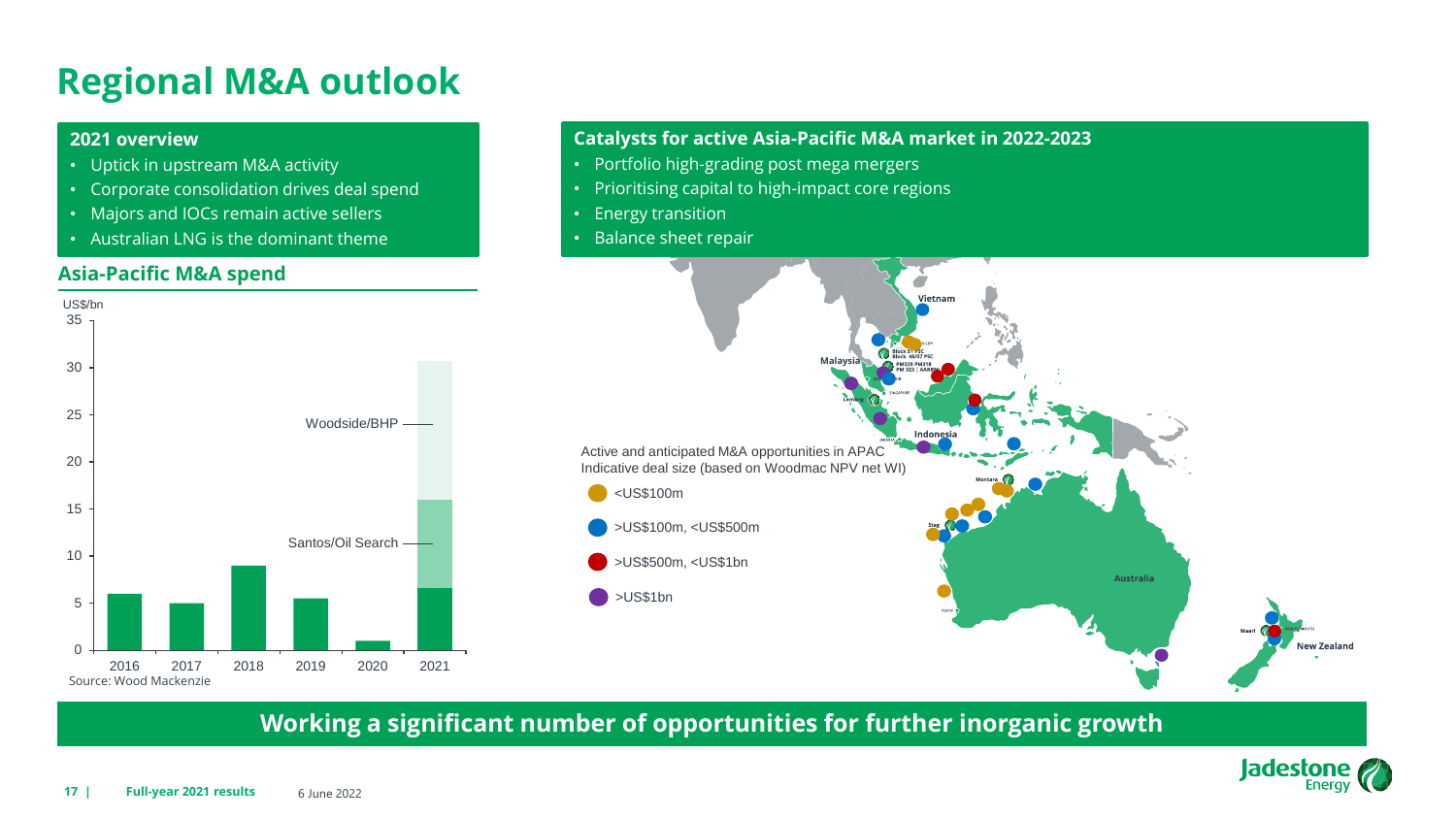# Regional M&A outlook

## 2021 overview

- Uptick in upstream M&A activity
- Corporate consolidation drives deal spend
- Majors and IOCs remain active sellers
- Australian LNG is the dominant theme

## Asia-Pacific M&A spend

US$/bn

| Year | M&A spend (US$bn) |
| --- | --- |
| 2016 | ~6 |
| 2017 | ~5 |
| 2018 | ~9 |
| 2019 | ~5.5 |
| 2020 | ~1 |
| 2021 | ~6.5 + Santos/Oil Search (to ~16) + Woodside/BHP (to ~31) |

Source: Wood Mackenzie

## Catalysts for active Asia-Pacific M&A market in 2022-2023

- Portfolio high-grading post mega mergers
- Prioritising capital to high-impact core regions
- Energy transition
- Balance sheet repair

Active and anticipated M&A opportunities in APAC
Indicative deal size (based on Woodmac NPV net WI)

- <US$100m
- >US$100m, <US$500m
- >US$500m, <US$1bn
- >US$1bn

Vietnam, Malaysia, Indonesia, Australia, New Zealand

Block 51 PSC, Block 46/07 PSC, PM329 PM318, PM 323 | AAKBNLP, Lemang, Montara, Stag, Maari

**Working a significant number of opportunities for further inorganic growth**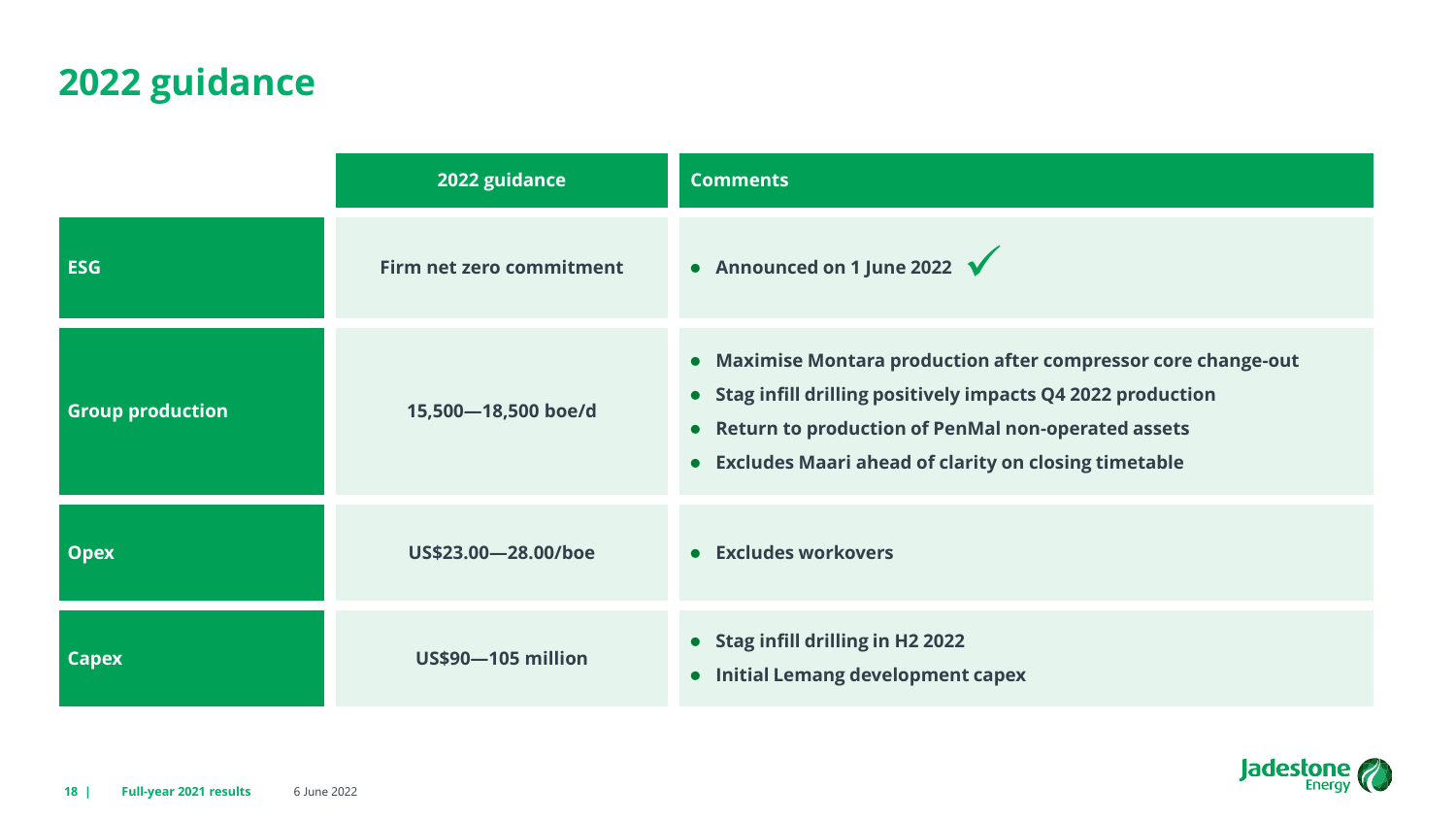# 2022 guidance

| | 2022 guidance | Comments |
|---|---|---|
| **ESG** | **Firm net zero commitment** | • **Announced on 1 June 2022** ✓ |
| **Group production** | **15,500—18,500 boe/d** | • **Maximise Montara production after compressor core change-out**<br>• **Stag infill drilling positively impacts Q4 2022 production**<br>• **Return to production of PenMal non-operated assets**<br>• **Excludes Maari ahead of clarity on closing timetable** |
| **Opex** | **US$23.00—28.00/boe** | • **Excludes workovers** |
| **Capex** | **US$90—105 million** | • **Stag infill drilling in H2 2022**<br>• **Initial Lemang development capex** |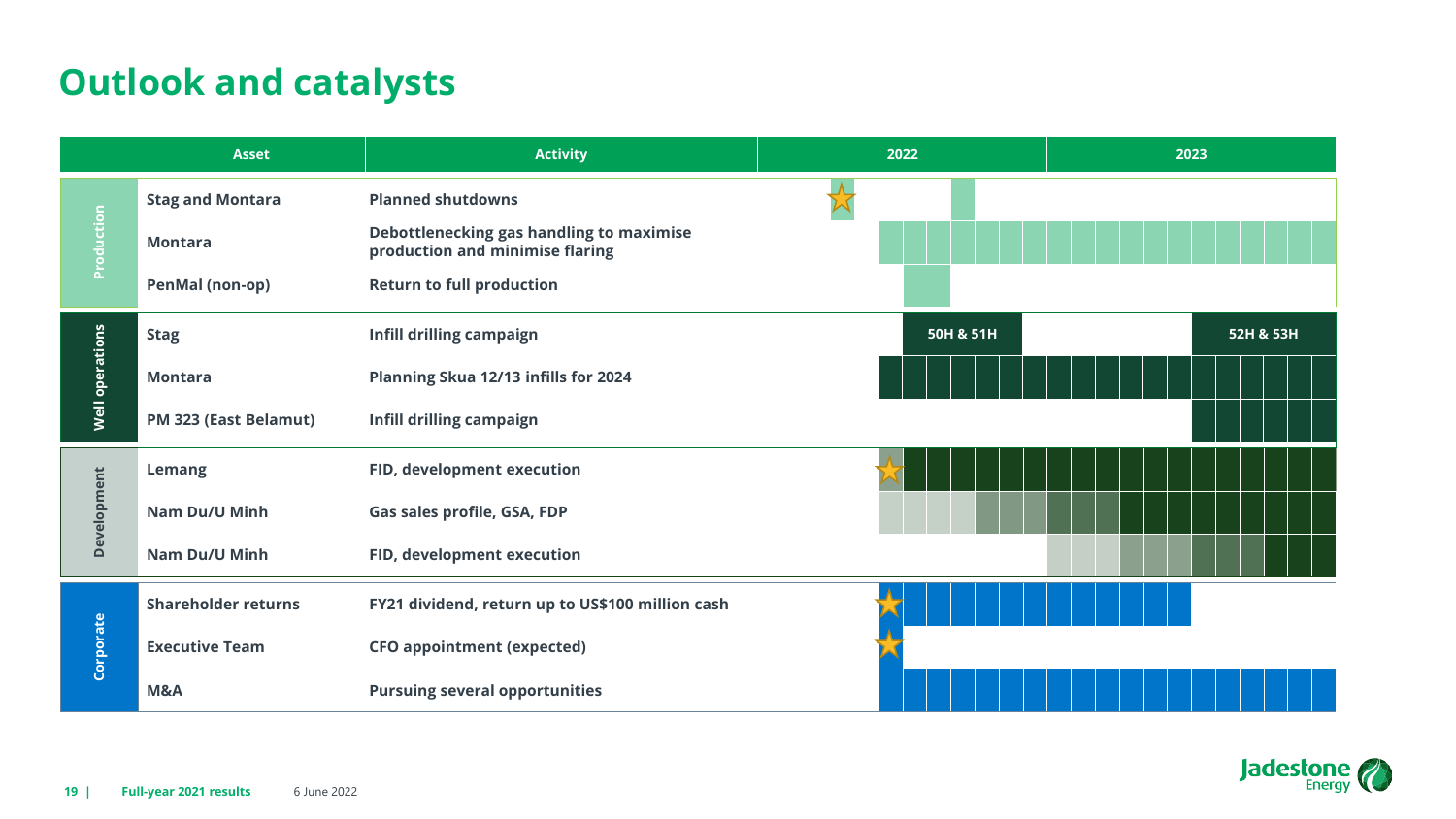# Outlook and catalysts

| | Asset | Activity | 2022 | 2023 |
|---|---|---|---|---|
| Production | Stag and Montara | Planned shutdowns | | |
| | Montara | Debottlenecking gas handling to maximise production and minimise flaring | | |
| | PenMal (non-op) | Return to full production | | |
| Well operations | Stag | Infill drilling campaign | 50H & 51H | 52H & 53H |
| | Montara | Planning Skua 12/13 infills for 2024 | | |
| | PM 323 (East Belamut) | Infill drilling campaign | | |
| Development | Lemang | FID, development execution | | |
| | Nam Du/U Minh | Gas sales profile, GSA, FDP | | |
| | Nam Du/U Minh | FID, development execution | | |
| Corporate | Shareholder returns | FY21 dividend, return up to US$100 million cash | | |
| | Executive Team | CFO appointment (expected) | | |
| | M&A | Pursuing several opportunities | | |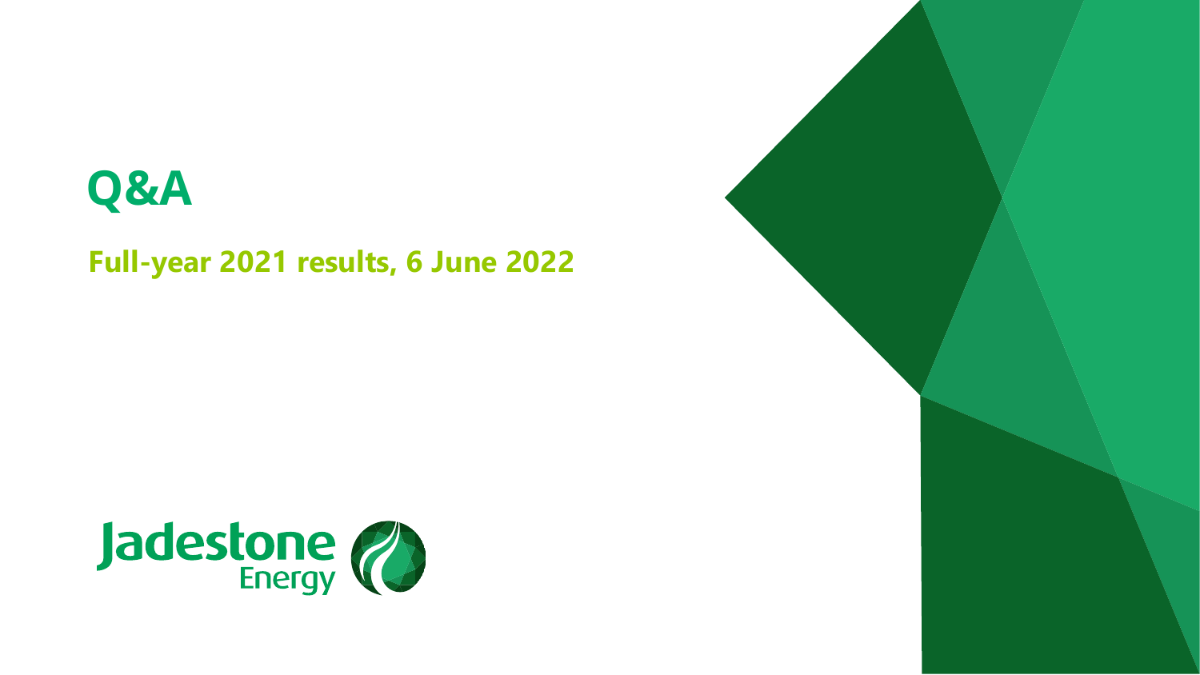# Q&A

## Full-year 2021 results, 6 June 2022

Jadestone Energy